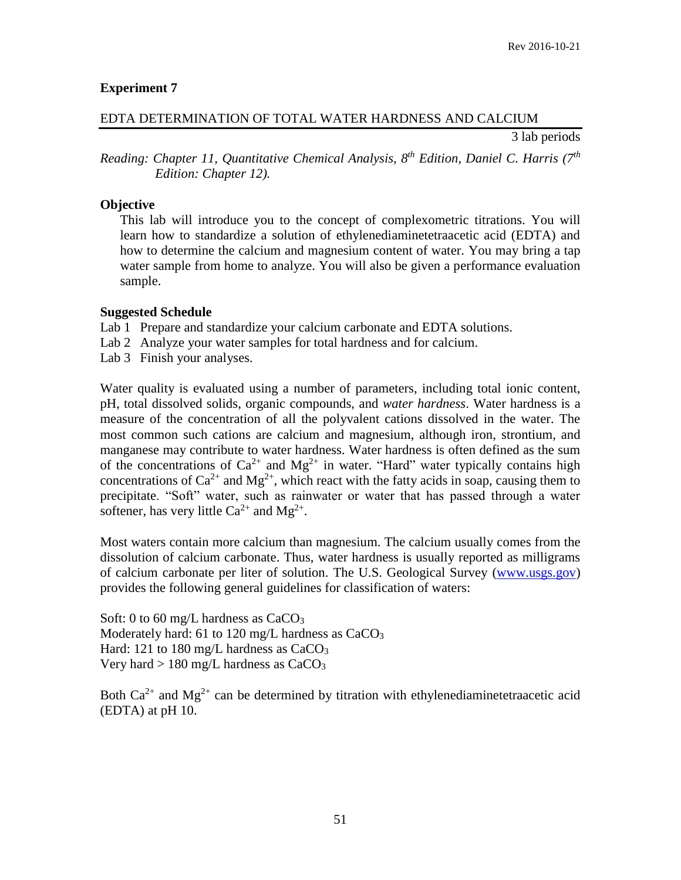# Experiment 7

## EDTA DETERMINATION OF TOTAL WATER HARDNESS AND CALCIUM

3 lab periods

*Reading: Chapter 11, Quantitative Chemical Analysis, 8th Edition, Daniel C. Harris (7th Edition: Chapter 12).*

### Objective

This lab will introduce you to the concept of complexometric titrations. You will learn how to standardize a solution of ethylenediaminetetraacetic acid (EDTA) and how to determine the calcium and magnesium content of water. You may bring a tap water sample from home to analyze. You will also be given a performance evaluation sample.

### Suggested Schedule

- Lab 1 Prepare and standardize your calcium carbonate and EDTA solutions.
- Lab 2 Analyze your water samples for total hardness and for calcium.
- Lab 3 Finish your analyses.

Water quality is evaluated using a number of parameters, including total ionic content, pH, total dissolved solids, organic compounds, and *water hardness*. Water hardness is a measure of the concentration of all the polyvalent cations dissolved in the water. The most common such cations are calcium and magnesium, although iron, strontium, and manganese may contribute to water hardness. Water hardness is often defined as the sum of the concentrations of $Ca^{2+}$ and $Mg^{2+}$ in water. "Hard" water typically contains high concentrations of $Ca^{2+}$ and $Mg^{2+}$, which react with the fatty acids in soap, causing them to precipitate. "Soft" water, such as rainwater or water that has passed through a water softener, has very little $Ca^{2+}$ and $Mg^{2+}$.

Most waters contain more calcium than magnesium. The calcium usually comes from the dissolution of calcium carbonate. Thus, water hardness is usually reported as milligrams of calcium carbonate per liter of solution. The U.S. Geological Survey (www.usgs.gov) provides the following general guidelines for classification of waters:

Soft: 0 to 60 mg/L hardness as $CaCO_3$
Moderately hard: 61 to 120 mg/L hardness as $CaCO_3$
Hard: 121 to 180 mg/L hardness as $CaCO_3$
Very hard > 180 mg/L hardness as $CaCO_3$

Both $Ca^{2+}$ and $Mg^{2+}$ can be determined by titration with ethylenediaminetetraacetic acid (EDTA) at pH 10.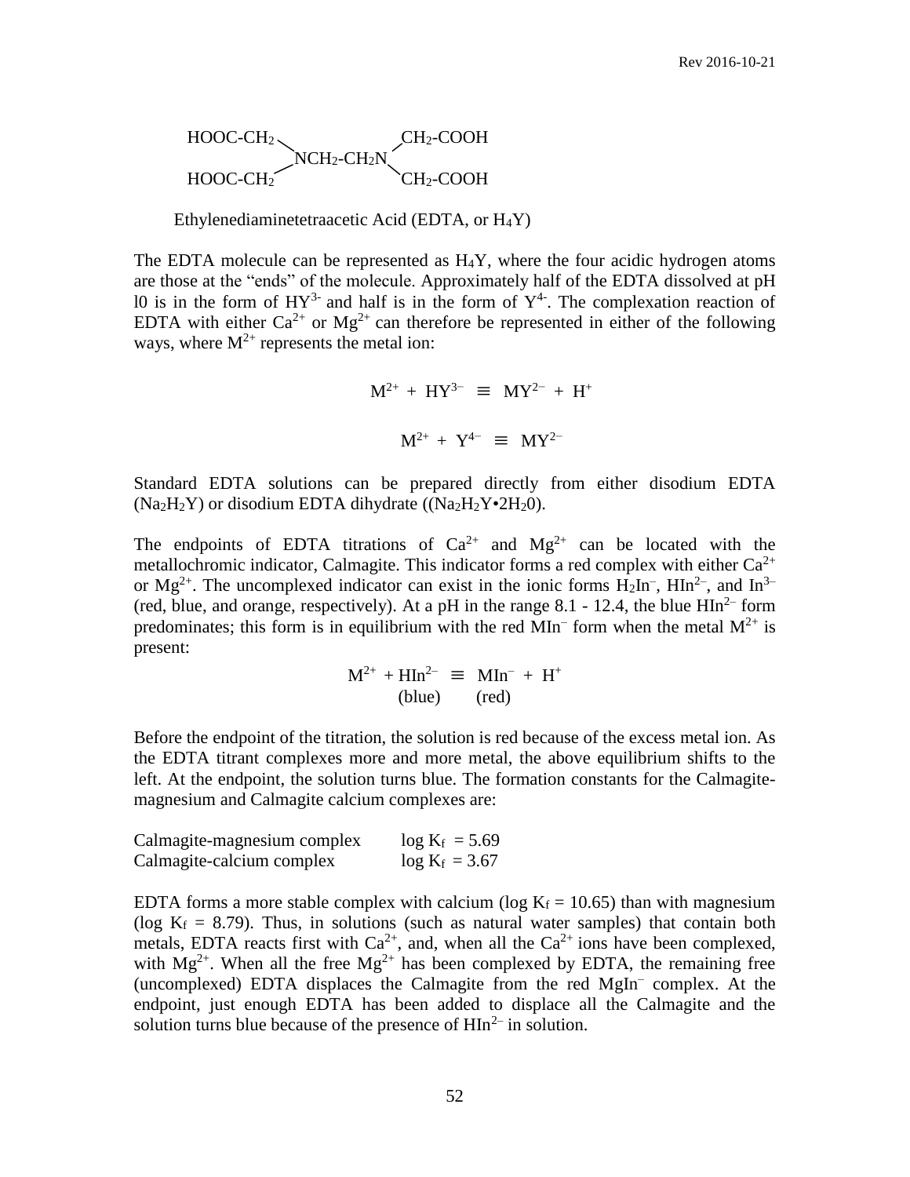$$
\begin{array}{l}
\text{HOOC-CH}_2 \qquad\qquad\qquad \text{CH}_2\text{-COOH} \\
\qquad\qquad\quad \text{NCH}_2\text{-CH}_2\text{N} \\
\text{HOOC-CH}_2 \qquad\qquad\qquad \text{CH}_2\text{-COOH}
\end{array}
$$

Ethylenediaminetetraacetic Acid (EDTA, or $H_4Y$)

The EDTA molecule can be represented as $H_4Y$, where the four acidic hydrogen atoms are those at the "ends" of the molecule. Approximately half of the EDTA dissolved at pH l0 is in the form of $HY^{3-}$ and half is in the form of $Y^{4-}$. The complexation reaction of EDTA with either $Ca^{2+}$ or $Mg^{2+}$ can therefore be represented in either of the following ways, where $M^{2+}$ represents the metal ion:

$$M^{2+} + HY^{3-} \equiv MY^{2-} + H^+$$

$$M^{2+} + Y^{4-} \equiv MY^{2-}$$

Standard EDTA solutions can be prepared directly from either disodium EDTA ($Na_2H_2Y$) or disodium EDTA dihydrate (($Na_2H_2Y \bullet 2H_20$).

The endpoints of EDTA titrations of $Ca^{2+}$ and $Mg^{2+}$ can be located with the metallochromic indicator, Calmagite. This indicator forms a red complex with either $Ca^{2+}$ or $Mg^{2+}$. The uncomplexed indicator can exist in the ionic forms $H_2In^-$, $HIn^{2-}$, and $In^{3-}$ (red, blue, and orange, respectively). At a pH in the range 8.1 - 12.4, the blue $HIn^{2-}$ form predominates; this form is in equilibrium with the red $MIn^-$ form when the metal $M^{2+}$ is present:

$$\underset{\phantom{(blue)}}{M^{2+}} + \underset{\text{(blue)}}{HIn^{2-}} \equiv \underset{\text{(red)}}{MIn^-} + H^+$$

Before the endpoint of the titration, the solution is red because of the excess metal ion. As the EDTA titrant complexes more and more metal, the above equilibrium shifts to the left. At the endpoint, the solution turns blue. The formation constants for the Calmagite-magnesium and Calmagite calcium complexes are:

| | |
|---|---|
| Calmagite-magnesium complex | $\log K_f = 5.69$ |
| Calmagite-calcium complex | $\log K_f = 3.67$ |

EDTA forms a more stable complex with calcium ($\log K_f = 10.65$) than with magnesium ($\log K_f = 8.79$). Thus, in solutions (such as natural water samples) that contain both metals, EDTA reacts first with $Ca^{2+}$, and, when all the $Ca^{2+}$ ions have been complexed, with $Mg^{2+}$. When all the free $Mg^{2+}$ has been complexed by EDTA, the remaining free (uncomplexed) EDTA displaces the Calmagite from the red $MgIn^-$ complex. At the endpoint, just enough EDTA has been added to displace all the Calmagite and the solution turns blue because of the presence of $HIn^{2-}$ in solution.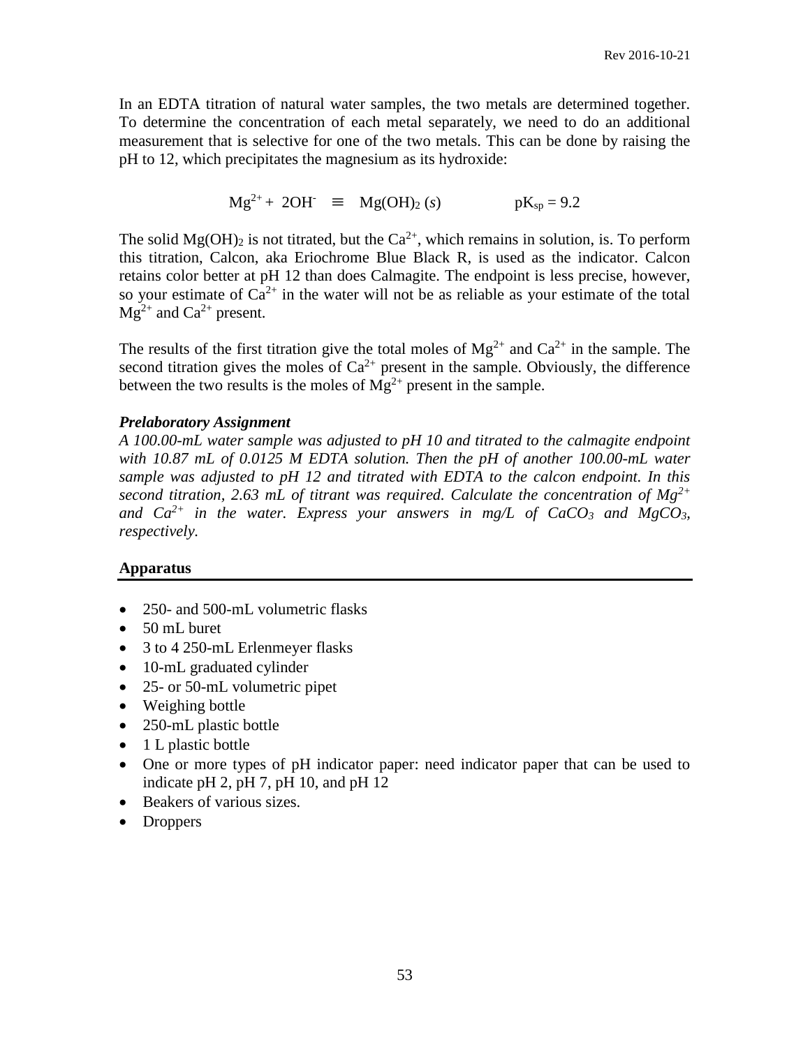In an EDTA titration of natural water samples, the two metals are determined together. To determine the concentration of each metal separately, we need to do an additional measurement that is selective for one of the two metals. This can be done by raising the pH to 12, which precipitates the magnesium as its hydroxide:

$$Mg^{2+} + 2OH^- \equiv Mg(OH)_2\,(s) \qquad pK_{sp} = 9.2$$

The solid $Mg(OH)_2$ is not titrated, but the $Ca^{2+}$, which remains in solution, is. To perform this titration, Calcon, aka Eriochrome Blue Black R, is used as the indicator. Calcon retains color better at pH 12 than does Calmagite. The endpoint is less precise, however, so your estimate of $Ca^{2+}$ in the water will not be as reliable as your estimate of the total $Mg^{2+}$ and $Ca^{2+}$ present.

The results of the first titration give the total moles of $Mg^{2+}$ and $Ca^{2+}$ in the sample. The second titration gives the moles of $Ca^{2+}$ present in the sample. Obviously, the difference between the two results is the moles of $Mg^{2+}$ present in the sample.

### *Prelaboratory Assignment*

*A 100.00-mL water sample was adjusted to pH 10 and titrated to the calmagite endpoint with 10.87 mL of 0.0125 M EDTA solution. Then the pH of another 100.00-mL water sample was adjusted to pH 12 and titrated with EDTA to the calcon endpoint. In this second titration, 2.63 mL of titrant was required. Calculate the concentration of $Mg^{2+}$ and $Ca^{2+}$ in the water. Express your answers in mg/L of $CaCO_3$ and $MgCO_3$, respectively.*

## Apparatus

- 250- and 500-mL volumetric flasks
- 50 mL buret
- 3 to 4 250-mL Erlenmeyer flasks
- 10-mL graduated cylinder
- 25- or 50-mL volumetric pipet
- Weighing bottle
- 250-mL plastic bottle
- 1 L plastic bottle
- One or more types of pH indicator paper: need indicator paper that can be used to indicate pH 2, pH 7, pH 10, and pH 12
- Beakers of various sizes.
- Droppers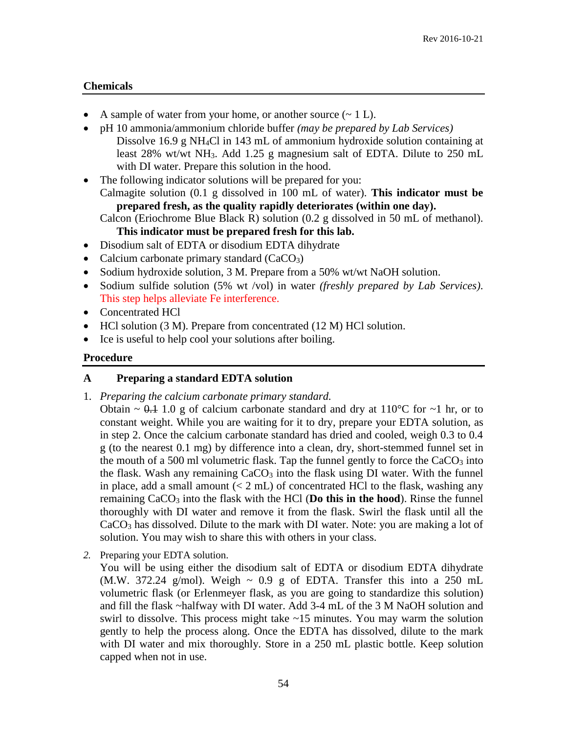## Chemicals

- A sample of water from your home, or another source (~ 1 L).
- pH 10 ammonia/ammonium chloride buffer *(may be prepared by Lab Services)*
  Dissolve 16.9 g $NH_4Cl$ in 143 mL of ammonium hydroxide solution containing at least 28% wt/wt $NH_3$. Add 1.25 g magnesium salt of EDTA. Dilute to 250 mL with DI water. Prepare this solution in the hood.
- The following indicator solutions will be prepared for you:
  Calmagite solution (0.1 g dissolved in 100 mL of water). **This indicator must be prepared fresh, as the quality rapidly deteriorates (within one day).**
  Calcon (Eriochrome Blue Black R) solution (0.2 g dissolved in 50 mL of methanol). **This indicator must be prepared fresh for this lab.**
- Disodium salt of EDTA or disodium EDTA dihydrate
- Calcium carbonate primary standard ($CaCO_3$)
- Sodium hydroxide solution, 3 M. Prepare from a 50% wt/wt NaOH solution.
- Sodium sulfide solution (5% wt /vol) in water *(freshly prepared by Lab Services)*. This step helps alleviate Fe interference.
- Concentrated HCl
- HCl solution (3 M). Prepare from concentrated (12 M) HCl solution.
- Ice is useful to help cool your solutions after boiling.

## Procedure

### A Preparing a standard EDTA solution

1. *Preparing the calcium carbonate primary standard.*
   Obtain ~ ~~0.1~~ 1.0 g of calcium carbonate standard and dry at 110°C for ~1 hr, or to constant weight. While you are waiting for it to dry, prepare your EDTA solution, as in step 2. Once the calcium carbonate standard has dried and cooled, weigh 0.3 to 0.4 g (to the nearest 0.1 mg) by difference into a clean, dry, short-stemmed funnel set in the mouth of a 500 ml volumetric flask. Tap the funnel gently to force the $CaCO_3$ into the flask. Wash any remaining $CaCO_3$ into the flask using DI water. With the funnel in place, add a small amount (< 2 mL) of concentrated HCl to the flask, washing any remaining $CaCO_3$ into the flask with the HCl (**Do this in the hood**). Rinse the funnel thoroughly with DI water and remove it from the flask. Swirl the flask until all the $CaCO_3$ has dissolved. Dilute to the mark with DI water. Note: you are making a lot of solution. You may wish to share this with others in your class.

2. Preparing your EDTA solution.
   You will be using either the disodium salt of EDTA or disodium EDTA dihydrate (M.W. 372.24 g/mol). Weigh ~ 0.9 g of EDTA. Transfer this into a 250 mL volumetric flask (or Erlenmeyer flask, as you are going to standardize this solution) and fill the flask ~halfway with DI water. Add 3-4 mL of the 3 M NaOH solution and swirl to dissolve. This process might take ~15 minutes. You may warm the solution gently to help the process along. Once the EDTA has dissolved, dilute to the mark with DI water and mix thoroughly. Store in a 250 mL plastic bottle. Keep solution capped when not in use.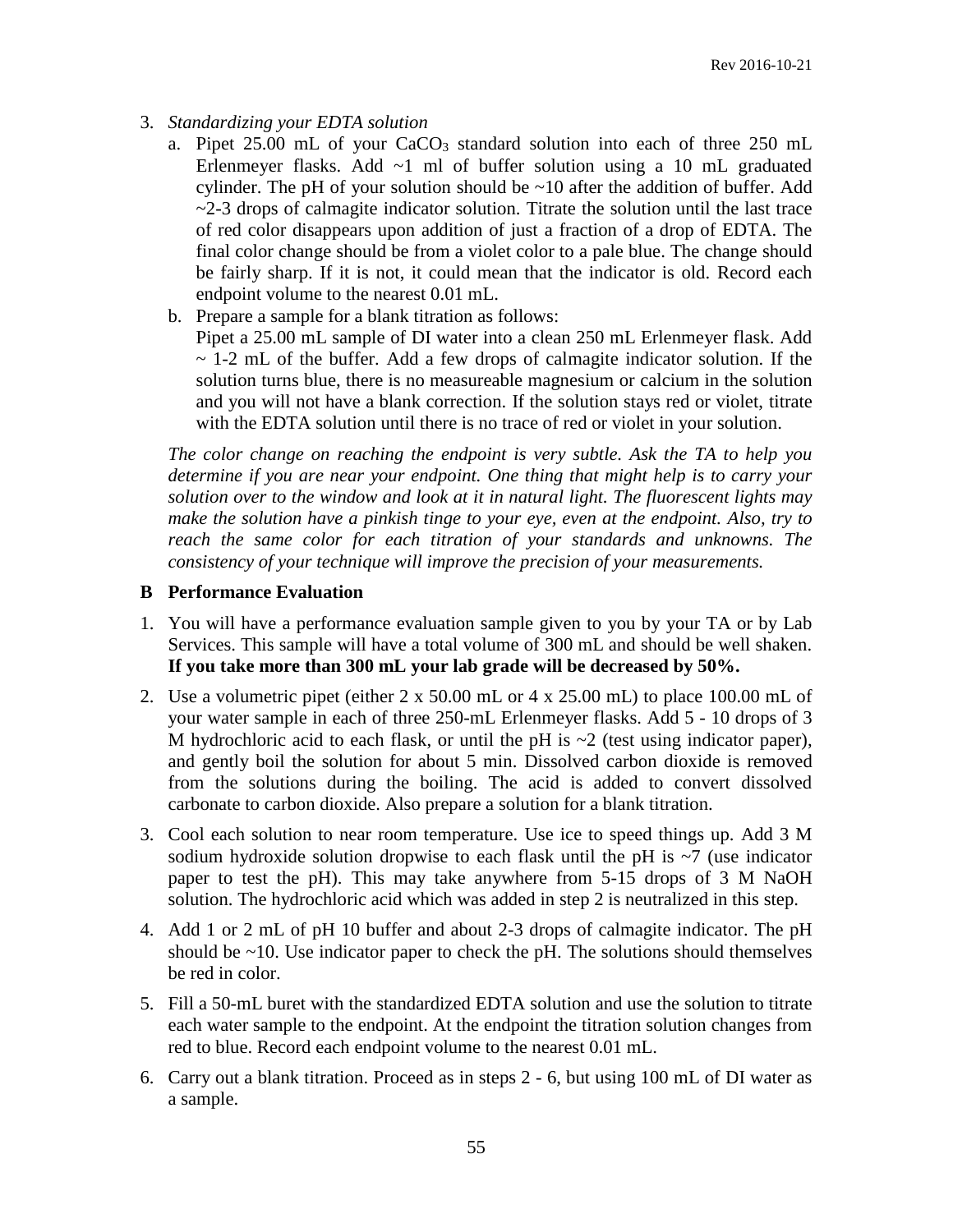3. *Standardizing your EDTA solution*
   a. Pipet 25.00 mL of your $CaCO_3$ standard solution into each of three 250 mL Erlenmeyer flasks. Add ~1 ml of buffer solution using a 10 mL graduated cylinder. The pH of your solution should be ~10 after the addition of buffer. Add ~2-3 drops of calmagite indicator solution. Titrate the solution until the last trace of red color disappears upon addition of just a fraction of a drop of EDTA. The final color change should be from a violet color to a pale blue. The change should be fairly sharp. If it is not, it could mean that the indicator is old. Record each endpoint volume to the nearest 0.01 mL.
   b. Prepare a sample for a blank titration as follows:
      Pipet a 25.00 mL sample of DI water into a clean 250 mL Erlenmeyer flask. Add ~ 1-2 mL of the buffer. Add a few drops of calmagite indicator solution. If the solution turns blue, there is no measureable magnesium or calcium in the solution and you will not have a blank correction. If the solution stays red or violet, titrate with the EDTA solution until there is no trace of red or violet in your solution.

   *The color change on reaching the endpoint is very subtle. Ask the TA to help you determine if you are near your endpoint. One thing that might help is to carry your solution over to the window and look at it in natural light. The fluorescent lights may make the solution have a pinkish tinge to your eye, even at the endpoint. Also, try to reach the same color for each titration of your standards and unknowns. The consistency of your technique will improve the precision of your measurements.*

## B Performance Evaluation

1. You will have a performance evaluation sample given to you by your TA or by Lab Services. This sample will have a total volume of 300 mL and should be well shaken. **If you take more than 300 mL your lab grade will be decreased by 50%.**
2. Use a volumetric pipet (either 2 x 50.00 mL or 4 x 25.00 mL) to place 100.00 mL of your water sample in each of three 250-mL Erlenmeyer flasks. Add 5 - 10 drops of 3 M hydrochloric acid to each flask, or until the pH is ~2 (test using indicator paper), and gently boil the solution for about 5 min. Dissolved carbon dioxide is removed from the solutions during the boiling. The acid is added to convert dissolved carbonate to carbon dioxide. Also prepare a solution for a blank titration.
3. Cool each solution to near room temperature. Use ice to speed things up. Add 3 M sodium hydroxide solution dropwise to each flask until the pH is ~7 (use indicator paper to test the pH). This may take anywhere from 5-15 drops of 3 M NaOH solution. The hydrochloric acid which was added in step 2 is neutralized in this step.
4. Add 1 or 2 mL of pH 10 buffer and about 2-3 drops of calmagite indicator. The pH should be ~10. Use indicator paper to check the pH. The solutions should themselves be red in color.
5. Fill a 50-mL buret with the standardized EDTA solution and use the solution to titrate each water sample to the endpoint. At the endpoint the titration solution changes from red to blue. Record each endpoint volume to the nearest 0.01 mL.
6. Carry out a blank titration. Proceed as in steps 2 - 6, but using 100 mL of DI water as a sample.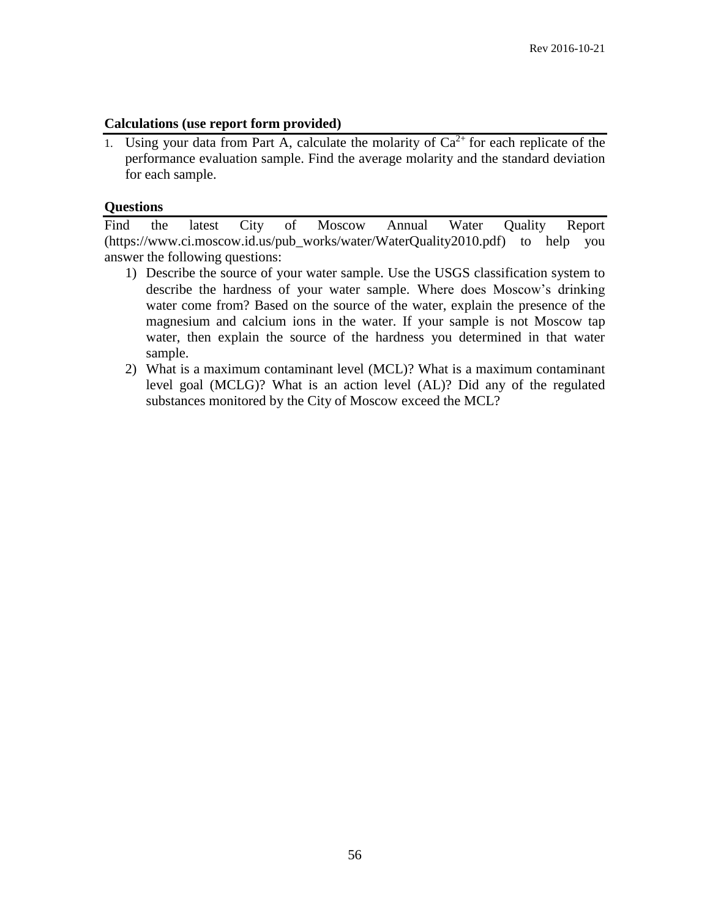### Calculations (use report form provided)

1. Using your data from Part A, calculate the molarity of $Ca^{2+}$ for each replicate of the performance evaluation sample. Find the average molarity and the standard deviation for each sample.

### Questions

Find the latest City of Moscow Annual Water Quality Report (https://www.ci.moscow.id.us/pub_works/water/WaterQuality2010.pdf) to help you answer the following questions:

1) Describe the source of your water sample. Use the USGS classification system to describe the hardness of your water sample. Where does Moscow's drinking water come from? Based on the source of the water, explain the presence of the magnesium and calcium ions in the water. If your sample is not Moscow tap water, then explain the source of the hardness you determined in that water sample.
2) What is a maximum contaminant level (MCL)? What is a maximum contaminant level goal (MCLG)? What is an action level (AL)? Did any of the regulated substances monitored by the City of Moscow exceed the MCL?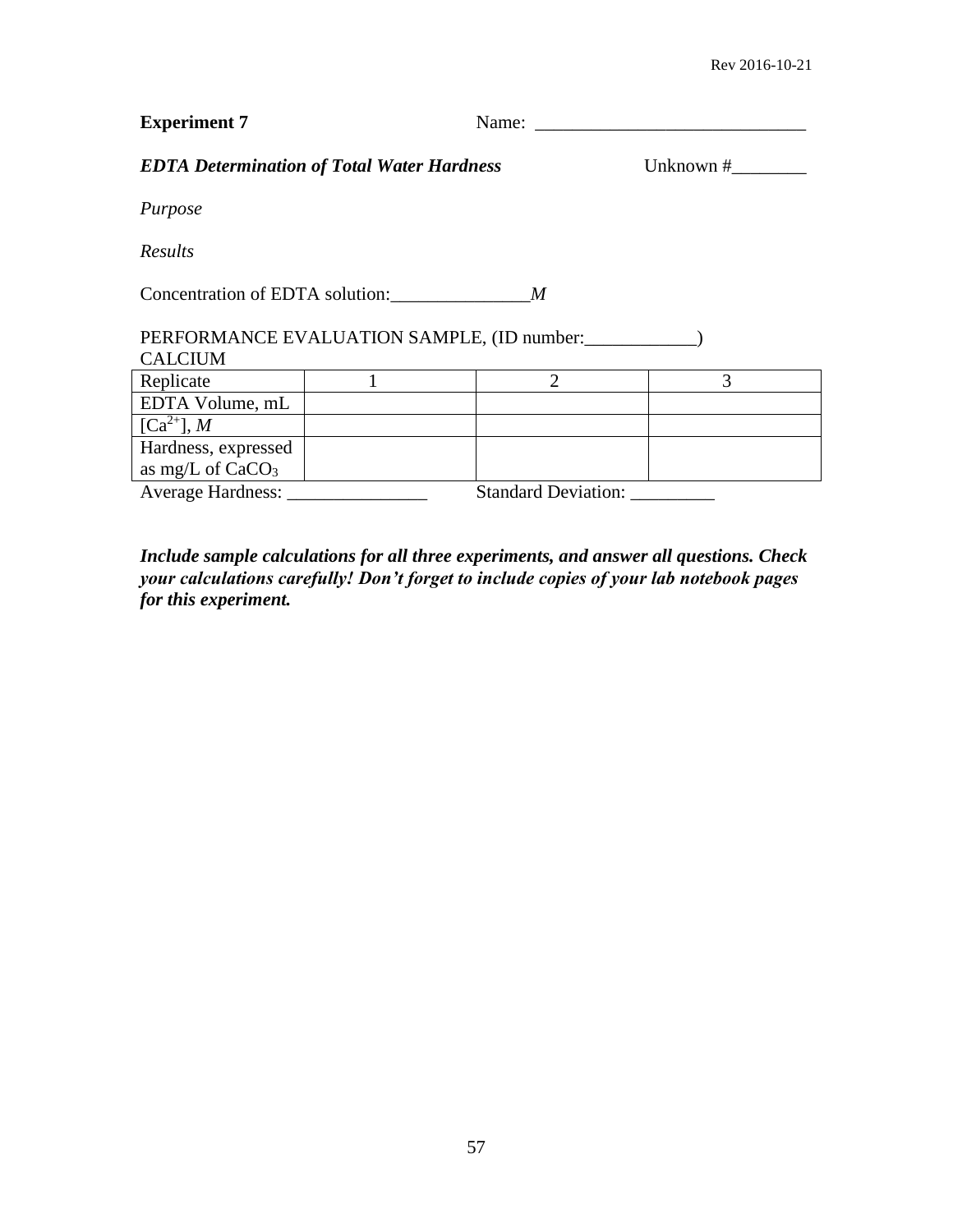**Experiment 7** Name: ______________________________

***EDTA Determination of Total Water Hardness*** Unknown #________

*Purpose*

*Results*

Concentration of EDTA solution:_______________*M*

PERFORMANCE EVALUATION SAMPLE, (ID number:____________)
CALCIUM

| Replicate | 1 | 2 | 3 |
|---|---|---|---|
| EDTA Volume, mL | | | |
| $[Ca^{2+}]$, *M* | | | |
| Hardness, expressed as mg/L of $CaCO_3$ | | | |

Average Hardness: _______________ Standard Deviation: _________

***Include sample calculations for all three experiments, and answer all questions. Check your calculations carefully! Don't forget to include copies of your lab notebook pages for this experiment.***